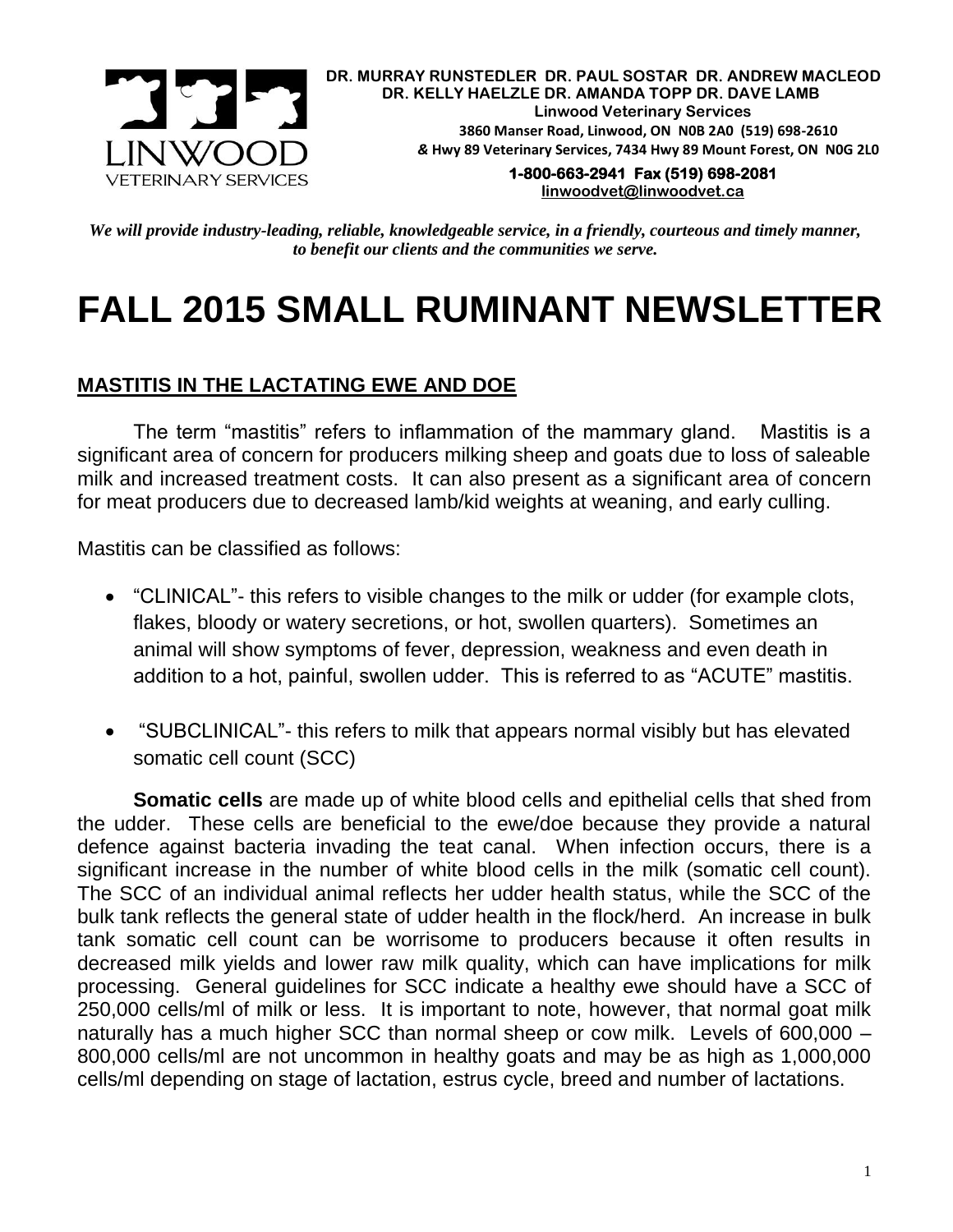DR. MURRAY RUNSTEDLER DR. PAUL SOSTAR DR. ANDREW MACLEOD
DR. KELLY HAELZLE DR. AMANDA TOPP DR. DAVE LAMB
Linwood Veterinary Services
3860 Manser Road, Linwood, ON N0B 2A0 (519) 698-2610
& Hwy 89 Veterinary Services, 7434 Hwy 89 Mount Forest, ON N0G 2L0
1-800-663-2941 Fax (519) 698-2081
linwoodvet@linwoodvet.ca

*We will provide industry-leading, reliable, knowledgeable service, in a friendly, courteous and timely manner, to benefit our clients and the communities we serve.*

# FALL 2015 SMALL RUMINANT NEWSLETTER

## MASTITIS IN THE LACTATING EWE AND DOE

The term "mastitis" refers to inflammation of the mammary gland. Mastitis is a significant area of concern for producers milking sheep and goats due to loss of saleable milk and increased treatment costs. It can also present as a significant area of concern for meat producers due to decreased lamb/kid weights at weaning, and early culling.

Mastitis can be classified as follows:

- "CLINICAL"- this refers to visible changes to the milk or udder (for example clots, flakes, bloody or watery secretions, or hot, swollen quarters). Sometimes an animal will show symptoms of fever, depression, weakness and even death in addition to a hot, painful, swollen udder. This is referred to as "ACUTE" mastitis.
- "SUBCLINICAL"- this refers to milk that appears normal visibly but has elevated somatic cell count (SCC)

**Somatic cells** are made up of white blood cells and epithelial cells that shed from the udder. These cells are beneficial to the ewe/doe because they provide a natural defence against bacteria invading the teat canal. When infection occurs, there is a significant increase in the number of white blood cells in the milk (somatic cell count). The SCC of an individual animal reflects her udder health status, while the SCC of the bulk tank reflects the general state of udder health in the flock/herd. An increase in bulk tank somatic cell count can be worrisome to producers because it often results in decreased milk yields and lower raw milk quality, which can have implications for milk processing. General guidelines for SCC indicate a healthy ewe should have a SCC of 250,000 cells/ml of milk or less. It is important to note, however, that normal goat milk naturally has a much higher SCC than normal sheep or cow milk. Levels of 600,000 – 800,000 cells/ml are not uncommon in healthy goats and may be as high as 1,000,000 cells/ml depending on stage of lactation, estrus cycle, breed and number of lactations.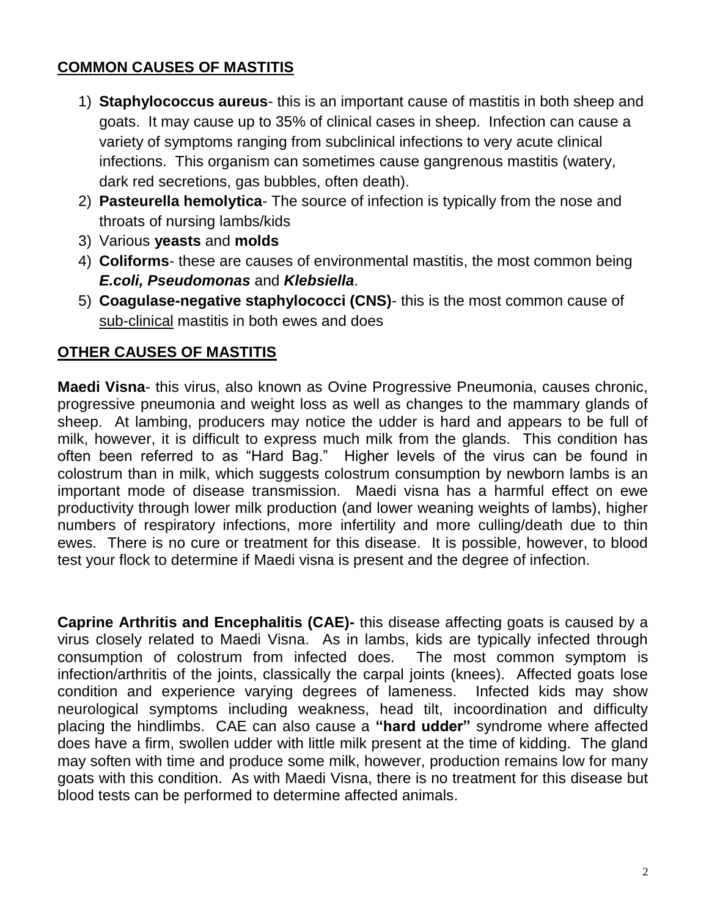## COMMON CAUSES OF MASTITIS

1) **Staphylococcus aureus**- this is an important cause of mastitis in both sheep and goats. It may cause up to 35% of clinical cases in sheep. Infection can cause a variety of symptoms ranging from subclinical infections to very acute clinical infections. This organism can sometimes cause gangrenous mastitis (watery, dark red secretions, gas bubbles, often death).
2) **Pasteurella hemolytica**- The source of infection is typically from the nose and throats of nursing lambs/kids
3) Various **yeasts** and **molds**
4) **Coliforms**- these are causes of environmental mastitis, the most common being ***E.coli, Pseudomonas*** and ***Klebsiella***.
5) **Coagulase-negative staphylococci (CNS)**- this is the most common cause of <u>sub-clinical</u> mastitis in both ewes and does

## OTHER CAUSES OF MASTITIS

**Maedi Visna**- this virus, also known as Ovine Progressive Pneumonia, causes chronic, progressive pneumonia and weight loss as well as changes to the mammary glands of sheep. At lambing, producers may notice the udder is hard and appears to be full of milk, however, it is difficult to express much milk from the glands. This condition has often been referred to as "Hard Bag." Higher levels of the virus can be found in colostrum than in milk, which suggests colostrum consumption by newborn lambs is an important mode of disease transmission. Maedi visna has a harmful effect on ewe productivity through lower milk production (and lower weaning weights of lambs), higher numbers of respiratory infections, more infertility and more culling/death due to thin ewes. There is no cure or treatment for this disease. It is possible, however, to blood test your flock to determine if Maedi visna is present and the degree of infection.

**Caprine Arthritis and Encephalitis (CAE)-** this disease affecting goats is caused by a virus closely related to Maedi Visna. As in lambs, kids are typically infected through consumption of colostrum from infected does. The most common symptom is infection/arthritis of the joints, classically the carpal joints (knees). Affected goats lose condition and experience varying degrees of lameness. Infected kids may show neurological symptoms including weakness, head tilt, incoordination and difficulty placing the hindlimbs. CAE can also cause a **"hard udder"** syndrome where affected does have a firm, swollen udder with little milk present at the time of kidding. The gland may soften with time and produce some milk, however, production remains low for many goats with this condition. As with Maedi Visna, there is no treatment for this disease but blood tests can be performed to determine affected animals.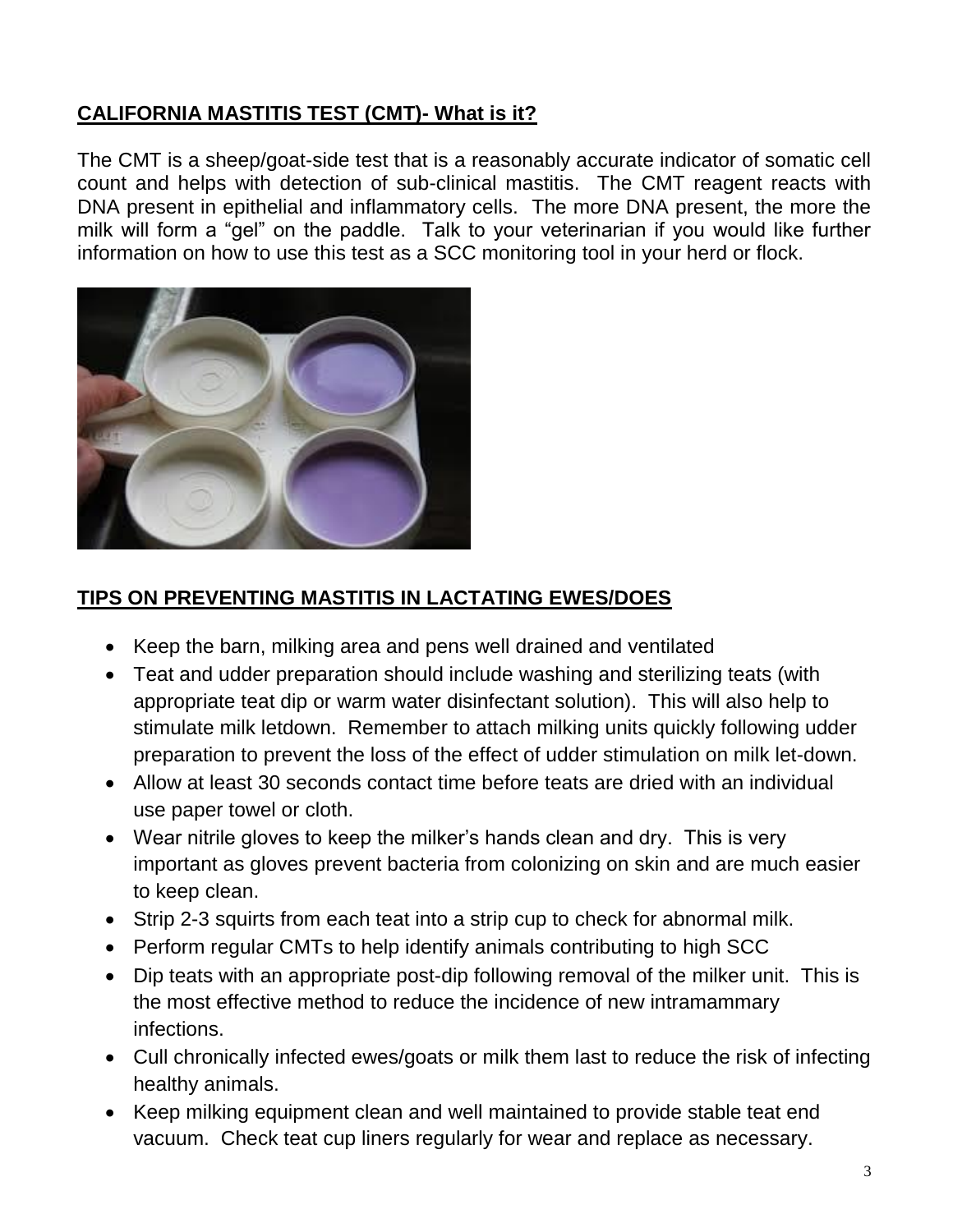**CALIFORNIA MASTITIS TEST (CMT)- What is it?**

The CMT is a sheep/goat-side test that is a reasonably accurate indicator of somatic cell count and helps with detection of sub-clinical mastitis. The CMT reagent reacts with DNA present in epithelial and inflammatory cells. The more DNA present, the more the milk will form a "gel" on the paddle. Talk to your veterinarian if you would like further information on how to use this test as a SCC monitoring tool in your herd or flock.

**TIPS ON PREVENTING MASTITIS IN LACTATING EWES/DOES**

- Keep the barn, milking area and pens well drained and ventilated
- Teat and udder preparation should include washing and sterilizing teats (with appropriate teat dip or warm water disinfectant solution). This will also help to stimulate milk letdown. Remember to attach milking units quickly following udder preparation to prevent the loss of the effect of udder stimulation on milk let-down.
- Allow at least 30 seconds contact time before teats are dried with an individual use paper towel or cloth.
- Wear nitrile gloves to keep the milker's hands clean and dry. This is very important as gloves prevent bacteria from colonizing on skin and are much easier to keep clean.
- Strip 2-3 squirts from each teat into a strip cup to check for abnormal milk.
- Perform regular CMTs to help identify animals contributing to high SCC
- Dip teats with an appropriate post-dip following removal of the milker unit. This is the most effective method to reduce the incidence of new intramammary infections.
- Cull chronically infected ewes/goats or milk them last to reduce the risk of infecting healthy animals.
- Keep milking equipment clean and well maintained to provide stable teat end vacuum. Check teat cup liners regularly for wear and replace as necessary.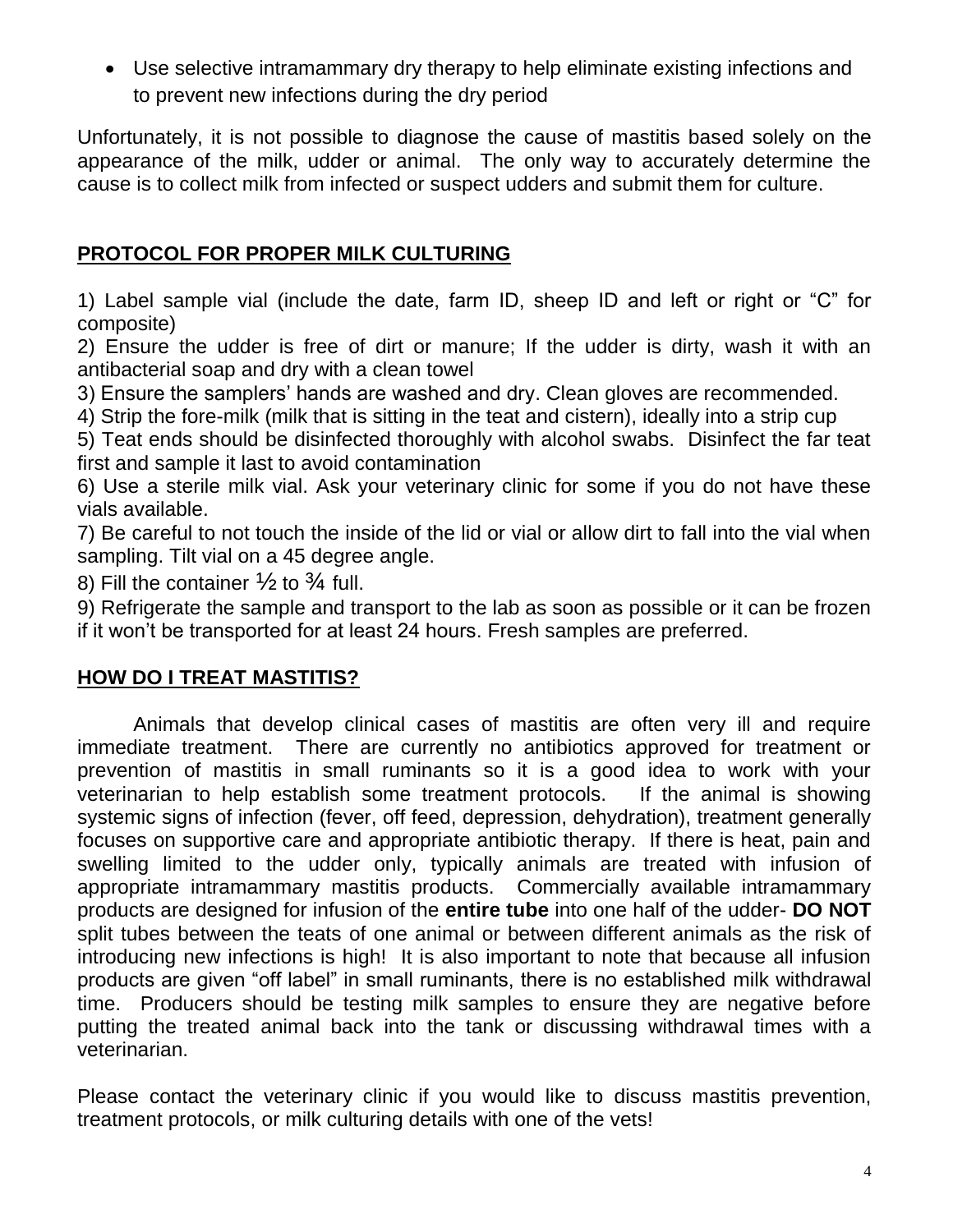- Use selective intramammary dry therapy to help eliminate existing infections and to prevent new infections during the dry period

Unfortunately, it is not possible to diagnose the cause of mastitis based solely on the appearance of the milk, udder or animal. The only way to accurately determine the cause is to collect milk from infected or suspect udders and submit them for culture.

## PROTOCOL FOR PROPER MILK CULTURING

1) Label sample vial (include the date, farm ID, sheep ID and left or right or "C" for composite)
2) Ensure the udder is free of dirt or manure; If the udder is dirty, wash it with an antibacterial soap and dry with a clean towel
3) Ensure the samplers' hands are washed and dry. Clean gloves are recommended.
4) Strip the fore-milk (milk that is sitting in the teat and cistern), ideally into a strip cup
5) Teat ends should be disinfected thoroughly with alcohol swabs. Disinfect the far teat first and sample it last to avoid contamination
6) Use a sterile milk vial. Ask your veterinary clinic for some if you do not have these vials available.
7) Be careful to not touch the inside of the lid or vial or allow dirt to fall into the vial when sampling. Tilt vial on a 45 degree angle.
8) Fill the container ½ to ¾ full.
9) Refrigerate the sample and transport to the lab as soon as possible or it can be frozen if it won't be transported for at least 24 hours. Fresh samples are preferred.

## HOW DO I TREAT MASTITIS?

Animals that develop clinical cases of mastitis are often very ill and require immediate treatment. There are currently no antibiotics approved for treatment or prevention of mastitis in small ruminants so it is a good idea to work with your veterinarian to help establish some treatment protocols. If the animal is showing systemic signs of infection (fever, off feed, depression, dehydration), treatment generally focuses on supportive care and appropriate antibiotic therapy. If there is heat, pain and swelling limited to the udder only, typically animals are treated with infusion of appropriate intramammary mastitis products. Commercially available intramammary products are designed for infusion of the **entire tube** into one half of the udder- **DO NOT** split tubes between the teats of one animal or between different animals as the risk of introducing new infections is high! It is also important to note that because all infusion products are given "off label" in small ruminants, there is no established milk withdrawal time. Producers should be testing milk samples to ensure they are negative before putting the treated animal back into the tank or discussing withdrawal times with a veterinarian.

Please contact the veterinary clinic if you would like to discuss mastitis prevention, treatment protocols, or milk culturing details with one of the vets!